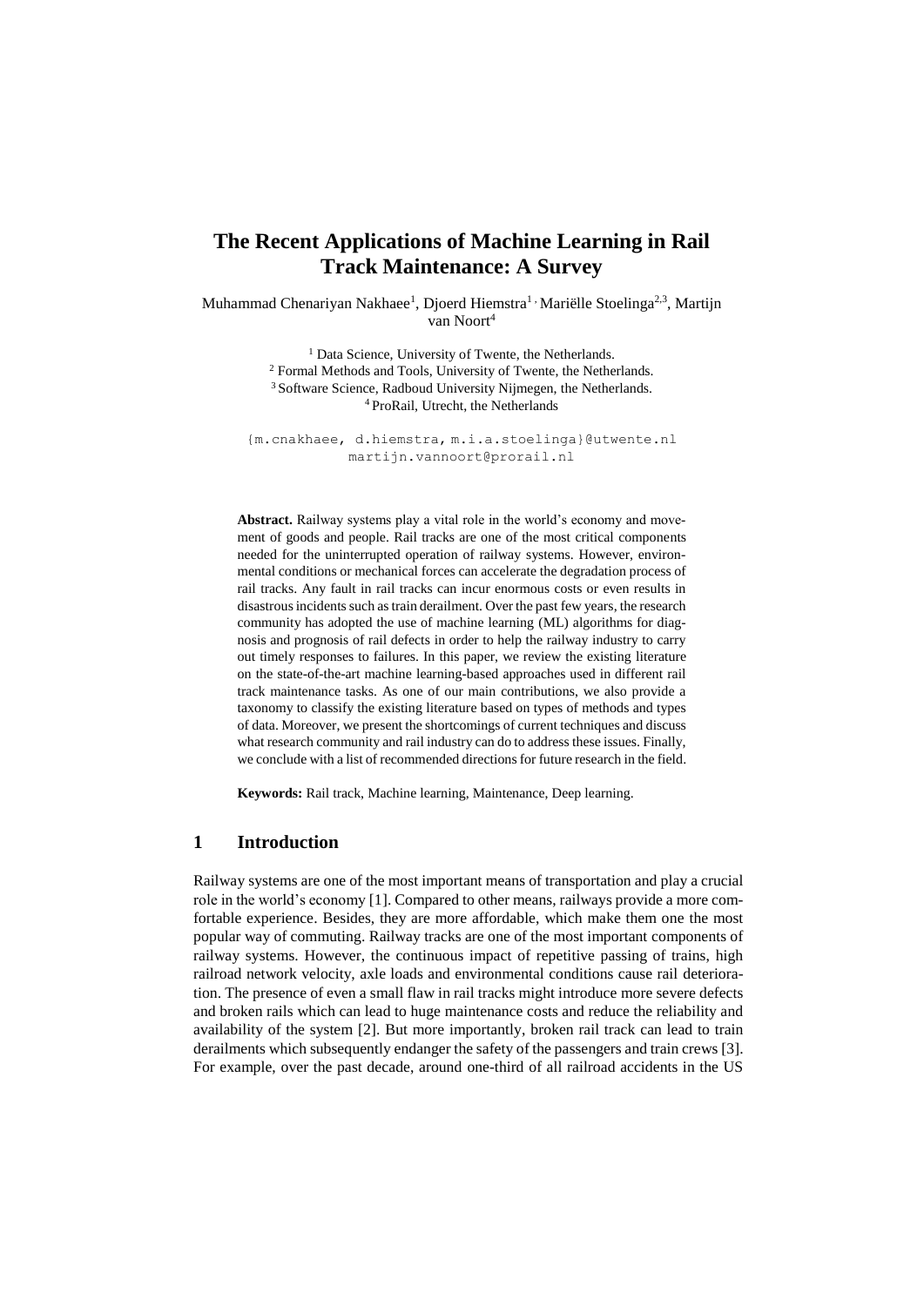# The Recent Applications of Machine Learning in Rail Track Maintenance: A Survey

Muhammad Chenariyan Nakhaee[1], Djoerd Hiemstra[1], Mariëlle Stoelinga[2,3], Martijn van Noort[4]

[1] Data Science, University of Twente, the Netherlands.
[2] Formal Methods and Tools, University of Twente, the Netherlands.
[3] Software Science, Radboud University Nijmegen, the Netherlands.
[4] ProRail, Utrecht, the Netherlands

{m.cnakhaee, d.hiemstra, m.i.a.stoelinga}@utwente.nl
martijn.vannoort@prorail.nl

**Abstract.** Railway systems play a vital role in the world's economy and movement of goods and people. Rail tracks are one of the most critical components needed for the uninterrupted operation of railway systems. However, environmental conditions or mechanical forces can accelerate the degradation process of rail tracks. Any fault in rail tracks can incur enormous costs or even results in disastrous incidents such as train derailment. Over the past few years, the research community has adopted the use of machine learning (ML) algorithms for diagnosis and prognosis of rail defects in order to help the railway industry to carry out timely responses to failures. In this paper, we review the existing literature on the state-of-the-art machine learning-based approaches used in different rail track maintenance tasks. As one of our main contributions, we also provide a taxonomy to classify the existing literature based on types of methods and types of data. Moreover, we present the shortcomings of current techniques and discuss what research community and rail industry can do to address these issues. Finally, we conclude with a list of recommended directions for future research in the field.

**Keywords:** Rail track, Machine learning, Maintenance, Deep learning.

## 1 Introduction

Railway systems are one of the most important means of transportation and play a crucial role in the world's economy [1]. Compared to other means, railways provide a more comfortable experience. Besides, they are more affordable, which make them one the most popular way of commuting. Railway tracks are one of the most important components of railway systems. However, the continuous impact of repetitive passing of trains, high railroad network velocity, axle loads and environmental conditions cause rail deterioration. The presence of even a small flaw in rail tracks might introduce more severe defects and broken rails which can lead to huge maintenance costs and reduce the reliability and availability of the system [2]. But more importantly, broken rail track can lead to train derailments which subsequently endanger the safety of the passengers and train crews [3]. For example, over the past decade, around one-third of all railroad accidents in the US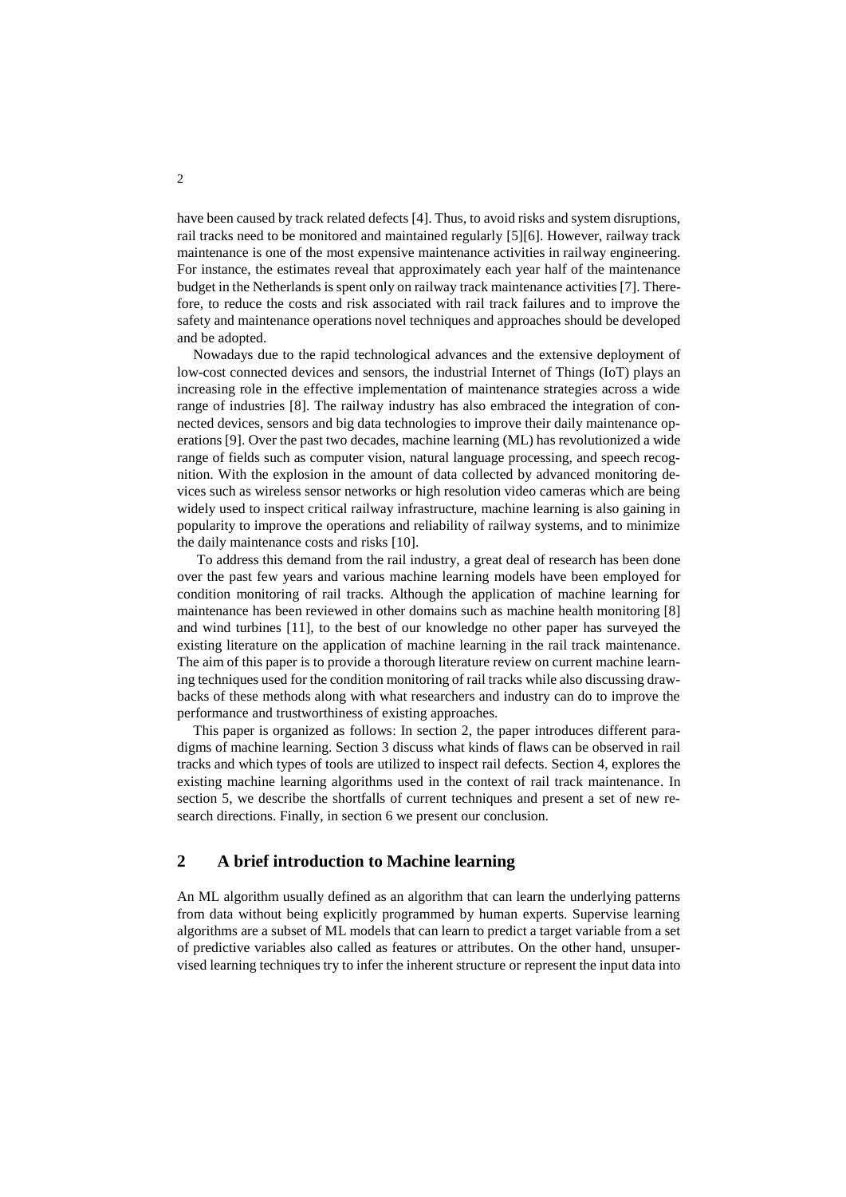have been caused by track related defects [4]. Thus, to avoid risks and system disruptions, rail tracks need to be monitored and maintained regularly [5][6]. However, railway track maintenance is one of the most expensive maintenance activities in railway engineering. For instance, the estimates reveal that approximately each year half of the maintenance budget in the Netherlands is spent only on railway track maintenance activities [7]. Therefore, to reduce the costs and risk associated with rail track failures and to improve the safety and maintenance operations novel techniques and approaches should be developed and be adopted.

Nowadays due to the rapid technological advances and the extensive deployment of low-cost connected devices and sensors, the industrial Internet of Things (IoT) plays an increasing role in the effective implementation of maintenance strategies across a wide range of industries [8]. The railway industry has also embraced the integration of connected devices, sensors and big data technologies to improve their daily maintenance operations [9]. Over the past two decades, machine learning (ML) has revolutionized a wide range of fields such as computer vision, natural language processing, and speech recognition. With the explosion in the amount of data collected by advanced monitoring devices such as wireless sensor networks or high resolution video cameras which are being widely used to inspect critical railway infrastructure, machine learning is also gaining in popularity to improve the operations and reliability of railway systems, and to minimize the daily maintenance costs and risks [10].

To address this demand from the rail industry, a great deal of research has been done over the past few years and various machine learning models have been employed for condition monitoring of rail tracks. Although the application of machine learning for maintenance has been reviewed in other domains such as machine health monitoring [8] and wind turbines [11], to the best of our knowledge no other paper has surveyed the existing literature on the application of machine learning in the rail track maintenance. The aim of this paper is to provide a thorough literature review on current machine learning techniques used for the condition monitoring of rail tracks while also discussing drawbacks of these methods along with what researchers and industry can do to improve the performance and trustworthiness of existing approaches.

This paper is organized as follows: In section 2, the paper introduces different paradigms of machine learning. Section 3 discuss what kinds of flaws can be observed in rail tracks and which types of tools are utilized to inspect rail defects. Section 4, explores the existing machine learning algorithms used in the context of rail track maintenance. In section 5, we describe the shortfalls of current techniques and present a set of new research directions. Finally, in section 6 we present our conclusion.

## 2 A brief introduction to Machine learning

An ML algorithm usually defined as an algorithm that can learn the underlying patterns from data without being explicitly programmed by human experts. Supervise learning algorithms are a subset of ML models that can learn to predict a target variable from a set of predictive variables also called as features or attributes. On the other hand, unsupervised learning techniques try to infer the inherent structure or represent the input data into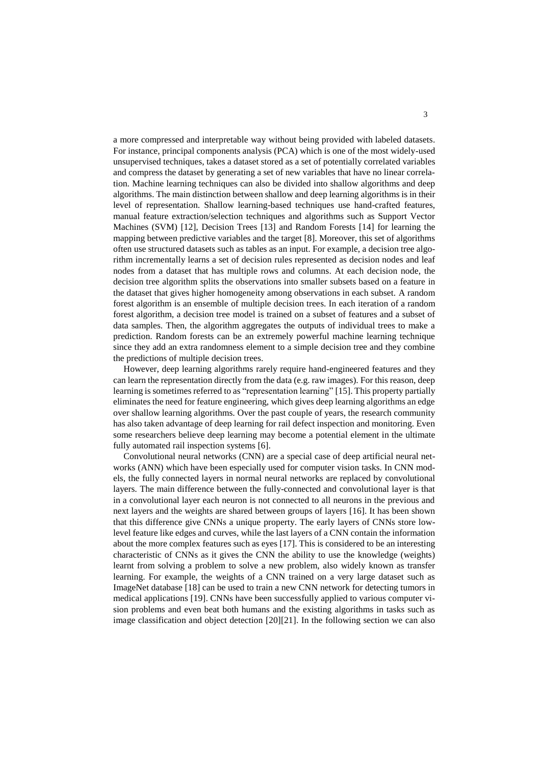a more compressed and interpretable way without being provided with labeled datasets. For instance, principal components analysis (PCA) which is one of the most widely-used unsupervised techniques, takes a dataset stored as a set of potentially correlated variables and compress the dataset by generating a set of new variables that have no linear correlation. Machine learning techniques can also be divided into shallow algorithms and deep algorithms. The main distinction between shallow and deep learning algorithms is in their level of representation. Shallow learning-based techniques use hand-crafted features, manual feature extraction/selection techniques and algorithms such as Support Vector Machines (SVM) [12], Decision Trees [13] and Random Forests [14] for learning the mapping between predictive variables and the target [8]. Moreover, this set of algorithms often use structured datasets such as tables as an input. For example, a decision tree algorithm incrementally learns a set of decision rules represented as decision nodes and leaf nodes from a dataset that has multiple rows and columns. At each decision node, the decision tree algorithm splits the observations into smaller subsets based on a feature in the dataset that gives higher homogeneity among observations in each subset. A random forest algorithm is an ensemble of multiple decision trees. In each iteration of a random forest algorithm, a decision tree model is trained on a subset of features and a subset of data samples. Then, the algorithm aggregates the outputs of individual trees to make a prediction. Random forests can be an extremely powerful machine learning technique since they add an extra randomness element to a simple decision tree and they combine the predictions of multiple decision trees.

However, deep learning algorithms rarely require hand-engineered features and they can learn the representation directly from the data (e.g. raw images). For this reason, deep learning is sometimes referred to as "representation learning" [15]. This property partially eliminates the need for feature engineering, which gives deep learning algorithms an edge over shallow learning algorithms. Over the past couple of years, the research community has also taken advantage of deep learning for rail defect inspection and monitoring. Even some researchers believe deep learning may become a potential element in the ultimate fully automated rail inspection systems [6].

Convolutional neural networks (CNN) are a special case of deep artificial neural networks (ANN) which have been especially used for computer vision tasks. In CNN models, the fully connected layers in normal neural networks are replaced by convolutional layers. The main difference between the fully-connected and convolutional layer is that in a convolutional layer each neuron is not connected to all neurons in the previous and next layers and the weights are shared between groups of layers [16]. It has been shown that this difference give CNNs a unique property. The early layers of CNNs store low-level feature like edges and curves, while the last layers of a CNN contain the information about the more complex features such as eyes [17]. This is considered to be an interesting characteristic of CNNs as it gives the CNN the ability to use the knowledge (weights) learnt from solving a problem to solve a new problem, also widely known as transfer learning. For example, the weights of a CNN trained on a very large dataset such as ImageNet database [18] can be used to train a new CNN network for detecting tumors in medical applications [19]. CNNs have been successfully applied to various computer vision problems and even beat both humans and the existing algorithms in tasks such as image classification and object detection [20][21]. In the following section we can also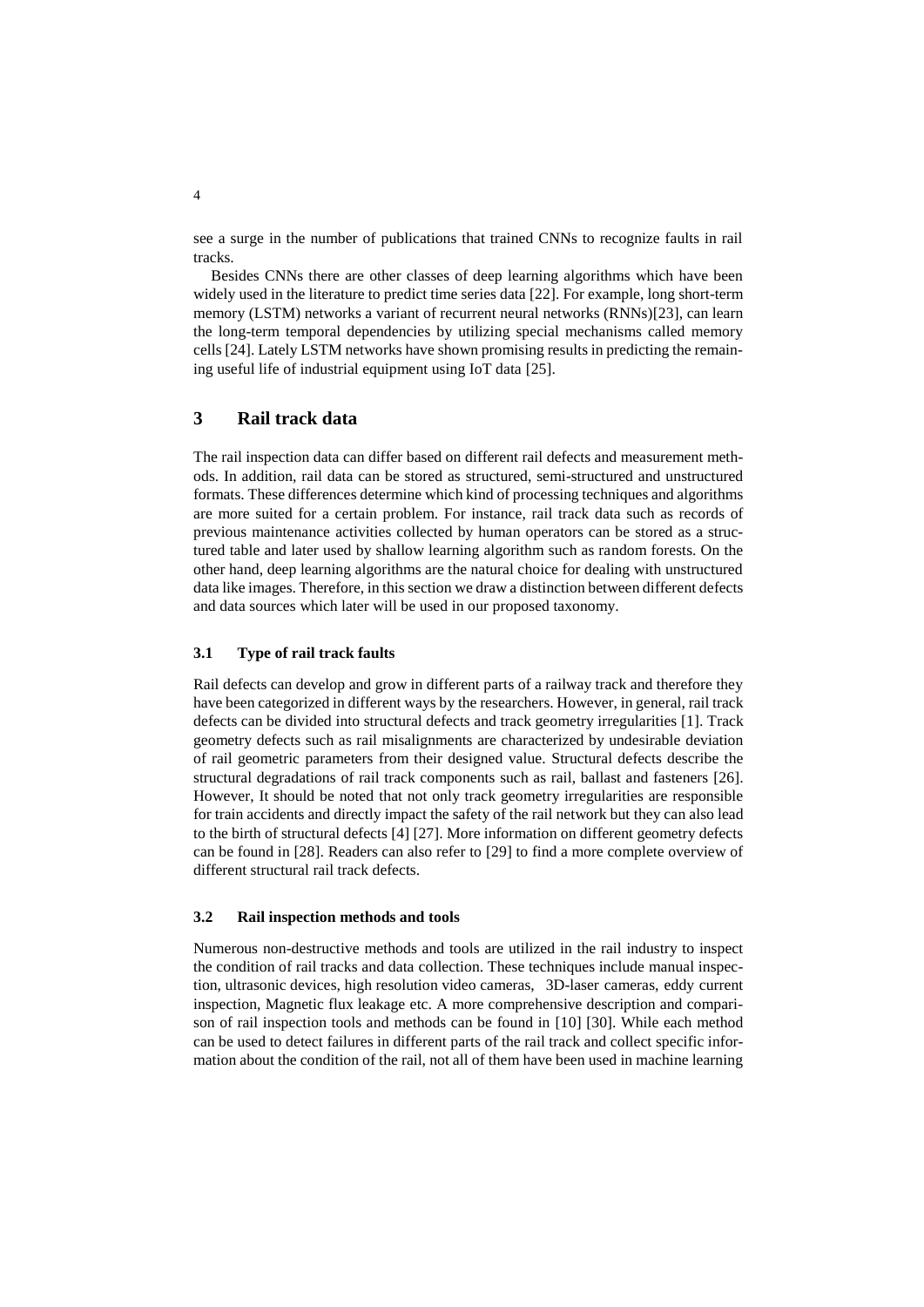see a surge in the number of publications that trained CNNs to recognize faults in rail tracks.

Besides CNNs there are other classes of deep learning algorithms which have been widely used in the literature to predict time series data [22]. For example, long short-term memory (LSTM) networks a variant of recurrent neural networks (RNNs)[23], can learn the long-term temporal dependencies by utilizing special mechanisms called memory cells [24]. Lately LSTM networks have shown promising results in predicting the remaining useful life of industrial equipment using IoT data [25].

## 3 Rail track data

The rail inspection data can differ based on different rail defects and measurement methods. In addition, rail data can be stored as structured, semi-structured and unstructured formats. These differences determine which kind of processing techniques and algorithms are more suited for a certain problem. For instance, rail track data such as records of previous maintenance activities collected by human operators can be stored as a structured table and later used by shallow learning algorithm such as random forests. On the other hand, deep learning algorithms are the natural choice for dealing with unstructured data like images. Therefore, in this section we draw a distinction between different defects and data sources which later will be used in our proposed taxonomy.

### 3.1 Type of rail track faults

Rail defects can develop and grow in different parts of a railway track and therefore they have been categorized in different ways by the researchers. However, in general, rail track defects can be divided into structural defects and track geometry irregularities [1]. Track geometry defects such as rail misalignments are characterized by undesirable deviation of rail geometric parameters from their designed value. Structural defects describe the structural degradations of rail track components such as rail, ballast and fasteners [26]. However, It should be noted that not only track geometry irregularities are responsible for train accidents and directly impact the safety of the rail network but they can also lead to the birth of structural defects [4] [27]. More information on different geometry defects can be found in [28]. Readers can also refer to [29] to find a more complete overview of different structural rail track defects.

### 3.2 Rail inspection methods and tools

Numerous non-destructive methods and tools are utilized in the rail industry to inspect the condition of rail tracks and data collection. These techniques include manual inspection, ultrasonic devices, high resolution video cameras, 3D-laser cameras, eddy current inspection, Magnetic flux leakage etc. A more comprehensive description and comparison of rail inspection tools and methods can be found in [10] [30]. While each method can be used to detect failures in different parts of the rail track and collect specific information about the condition of the rail, not all of them have been used in machine learning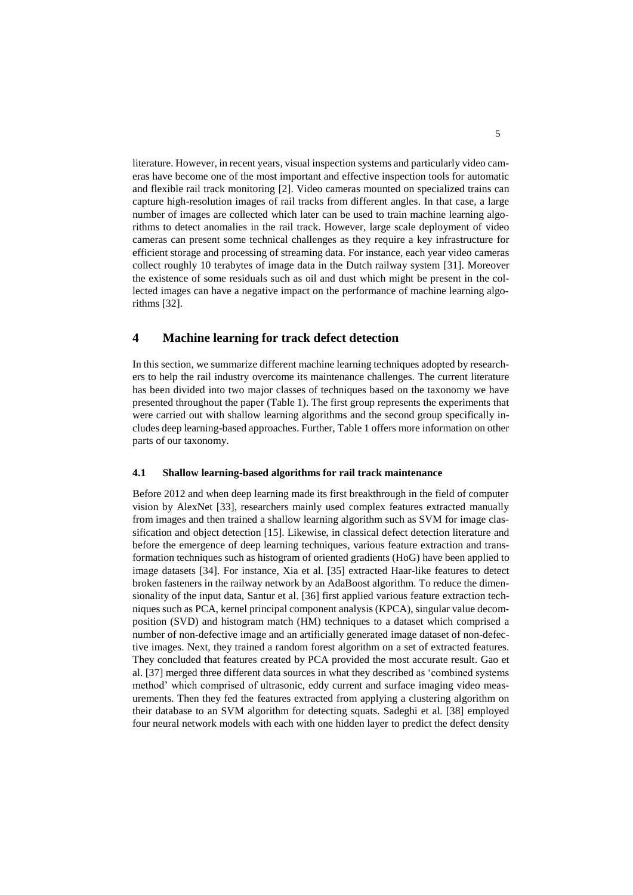literature. However, in recent years, visual inspection systems and particularly video cameras have become one of the most important and effective inspection tools for automatic and flexible rail track monitoring [2]. Video cameras mounted on specialized trains can capture high-resolution images of rail tracks from different angles. In that case, a large number of images are collected which later can be used to train machine learning algorithms to detect anomalies in the rail track. However, large scale deployment of video cameras can present some technical challenges as they require a key infrastructure for efficient storage and processing of streaming data. For instance, each year video cameras collect roughly 10 terabytes of image data in the Dutch railway system [31]. Moreover the existence of some residuals such as oil and dust which might be present in the collected images can have a negative impact on the performance of machine learning algorithms [32].

## 4 Machine learning for track defect detection

In this section, we summarize different machine learning techniques adopted by researchers to help the rail industry overcome its maintenance challenges. The current literature has been divided into two major classes of techniques based on the taxonomy we have presented throughout the paper (Table 1). The first group represents the experiments that were carried out with shallow learning algorithms and the second group specifically includes deep learning-based approaches. Further, Table 1 offers more information on other parts of our taxonomy.

### 4.1 Shallow learning-based algorithms for rail track maintenance

Before 2012 and when deep learning made its first breakthrough in the field of computer vision by AlexNet [33], researchers mainly used complex features extracted manually from images and then trained a shallow learning algorithm such as SVM for image classification and object detection [15]. Likewise, in classical defect detection literature and before the emergence of deep learning techniques, various feature extraction and transformation techniques such as histogram of oriented gradients (HoG) have been applied to image datasets [34]. For instance, Xia et al. [35] extracted Haar-like features to detect broken fasteners in the railway network by an AdaBoost algorithm. To reduce the dimensionality of the input data, Santur et al. [36] first applied various feature extraction techniques such as PCA, kernel principal component analysis (KPCA), singular value decomposition (SVD) and histogram match (HM) techniques to a dataset which comprised a number of non-defective image and an artificially generated image dataset of non-defective images. Next, they trained a random forest algorithm on a set of extracted features. They concluded that features created by PCA provided the most accurate result. Gao et al. [37] merged three different data sources in what they described as 'combined systems method' which comprised of ultrasonic, eddy current and surface imaging video measurements. Then they fed the features extracted from applying a clustering algorithm on their database to an SVM algorithm for detecting squats. Sadeghi et al. [38] employed four neural network models with each with one hidden layer to predict the defect density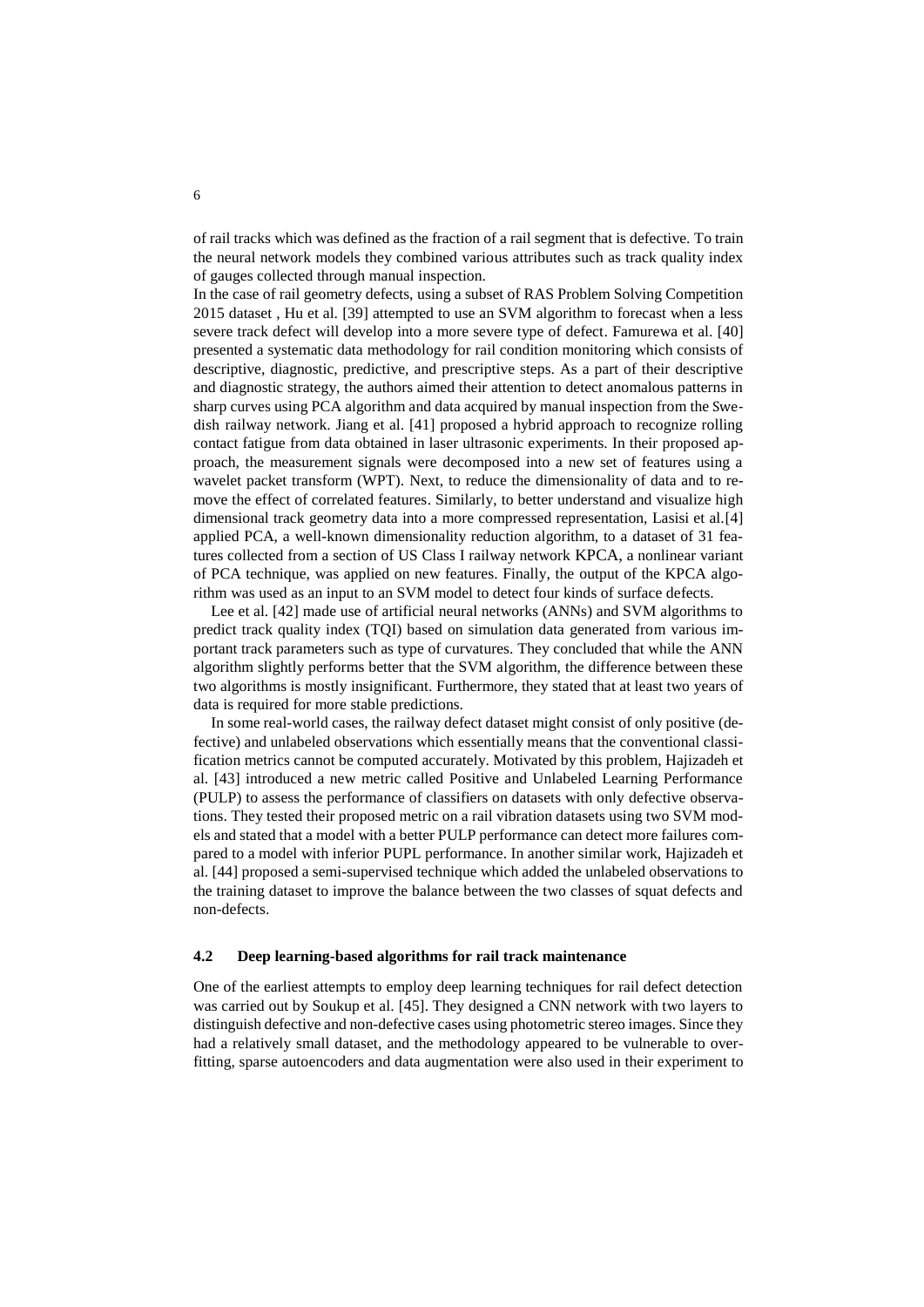of rail tracks which was defined as the fraction of a rail segment that is defective. To train the neural network models they combined various attributes such as track quality index of gauges collected through manual inspection.

In the case of rail geometry defects, using a subset of RAS Problem Solving Competition 2015 dataset , Hu et al. [39] attempted to use an SVM algorithm to forecast when a less severe track defect will develop into a more severe type of defect. Famurewa et al. [40] presented a systematic data methodology for rail condition monitoring which consists of descriptive, diagnostic, predictive, and prescriptive steps. As a part of their descriptive and diagnostic strategy, the authors aimed their attention to detect anomalous patterns in sharp curves using PCA algorithm and data acquired by manual inspection from the Swedish railway network. Jiang et al. [41] proposed a hybrid approach to recognize rolling contact fatigue from data obtained in laser ultrasonic experiments. In their proposed approach, the measurement signals were decomposed into a new set of features using a wavelet packet transform (WPT). Next, to reduce the dimensionality of data and to remove the effect of correlated features. Similarly, to better understand and visualize high dimensional track geometry data into a more compressed representation, Lasisi et al.[4] applied PCA, a well-known dimensionality reduction algorithm, to a dataset of 31 features collected from a section of US Class I railway network KPCA, a nonlinear variant of PCA technique, was applied on new features. Finally, the output of the KPCA algorithm was used as an input to an SVM model to detect four kinds of surface defects.

Lee et al. [42] made use of artificial neural networks (ANNs) and SVM algorithms to predict track quality index (TQI) based on simulation data generated from various important track parameters such as type of curvatures. They concluded that while the ANN algorithm slightly performs better that the SVM algorithm, the difference between these two algorithms is mostly insignificant. Furthermore, they stated that at least two years of data is required for more stable predictions.

In some real-world cases, the railway defect dataset might consist of only positive (defective) and unlabeled observations which essentially means that the conventional classification metrics cannot be computed accurately. Motivated by this problem, Hajizadeh et al. [43] introduced a new metric called Positive and Unlabeled Learning Performance (PULP) to assess the performance of classifiers on datasets with only defective observations. They tested their proposed metric on a rail vibration datasets using two SVM models and stated that a model with a better PULP performance can detect more failures compared to a model with inferior PUPL performance. In another similar work, Hajizadeh et al. [44] proposed a semi-supervised technique which added the unlabeled observations to the training dataset to improve the balance between the two classes of squat defects and non-defects.

### 4.2 Deep learning-based algorithms for rail track maintenance

One of the earliest attempts to employ deep learning techniques for rail defect detection was carried out by Soukup et al. [45]. They designed a CNN network with two layers to distinguish defective and non-defective cases using photometric stereo images. Since they had a relatively small dataset, and the methodology appeared to be vulnerable to overfitting, sparse autoencoders and data augmentation were also used in their experiment to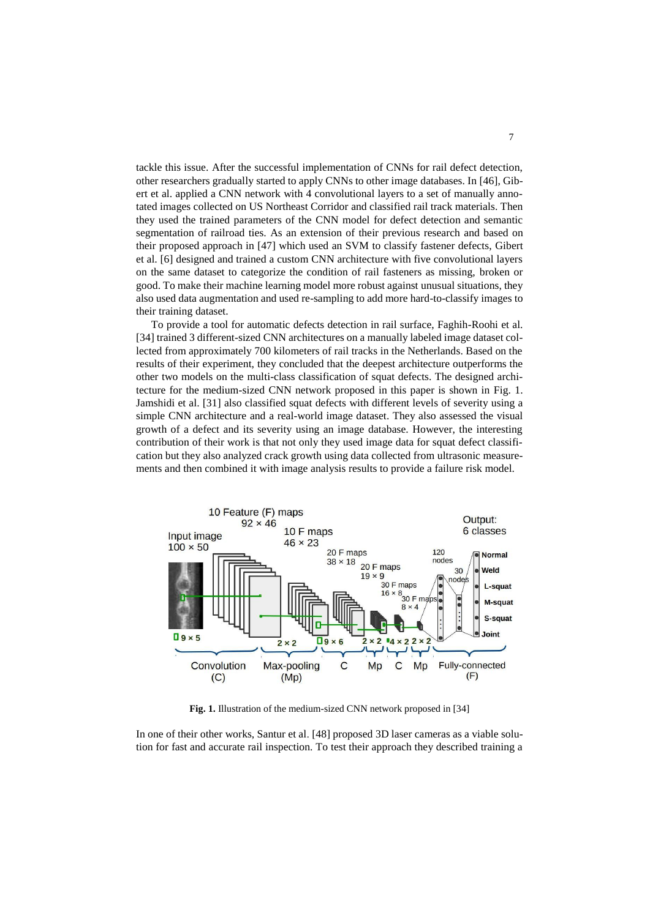tackle this issue. After the successful implementation of CNNs for rail defect detection, other researchers gradually started to apply CNNs to other image databases. In [46], Gibert et al. applied a CNN network with 4 convolutional layers to a set of manually annotated images collected on US Northeast Corridor and classified rail track materials. Then they used the trained parameters of the CNN model for defect detection and semantic segmentation of railroad ties. As an extension of their previous research and based on their proposed approach in [47] which used an SVM to classify fastener defects, Gibert et al. [6] designed and trained a custom CNN architecture with five convolutional layers on the same dataset to categorize the condition of rail fasteners as missing, broken or good. To make their machine learning model more robust against unusual situations, they also used data augmentation and used re-sampling to add more hard-to-classify images to their training dataset.

To provide a tool for automatic defects detection in rail surface, Faghih-Roohi et al. [34] trained 3 different-sized CNN architectures on a manually labeled image dataset collected from approximately 700 kilometers of rail tracks in the Netherlands. Based on the results of their experiment, they concluded that the deepest architecture outperforms the other two models on the multi-class classification of squat defects. The designed architecture for the medium-sized CNN network proposed in this paper is shown in Fig. 1. Jamshidi et al. [31] also classified squat defects with different levels of severity using a simple CNN architecture and a real-world image dataset. They also assessed the visual growth of a defect and its severity using an image database. However, the interesting contribution of their work is that not only they used image data for squat defect classification but they also analyzed crack growth using data collected from ultrasonic measurements and then combined it with image analysis results to provide a failure risk model.

**Fig. 1.** Illustration of the medium-sized CNN network proposed in [34]

In one of their other works, Santur et al. [48] proposed 3D laser cameras as a viable solution for fast and accurate rail inspection. To test their approach they described training a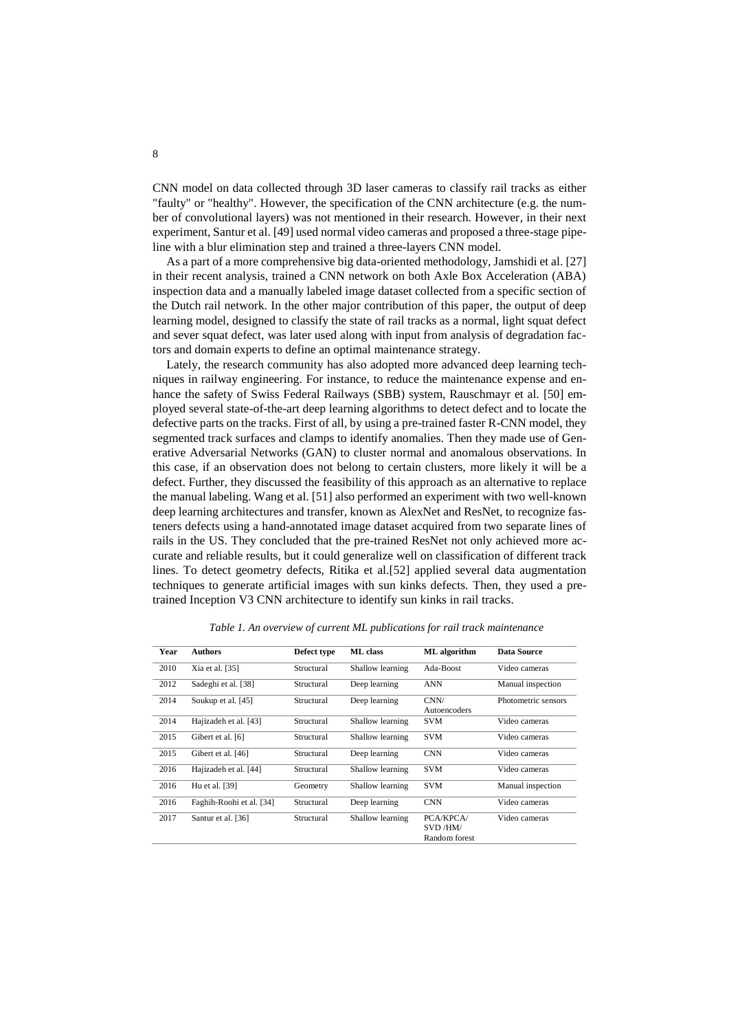CNN model on data collected through 3D laser cameras to classify rail tracks as either "faulty" or "healthy". However, the specification of the CNN architecture (e.g. the number of convolutional layers) was not mentioned in their research. However, in their next experiment, Santur et al. [49] used normal video cameras and proposed a three-stage pipeline with a blur elimination step and trained a three-layers CNN model.

As a part of a more comprehensive big data-oriented methodology, Jamshidi et al. [27] in their recent analysis, trained a CNN network on both Axle Box Acceleration (ABA) inspection data and a manually labeled image dataset collected from a specific section of the Dutch rail network. In the other major contribution of this paper, the output of deep learning model, designed to classify the state of rail tracks as a normal, light squat defect and sever squat defect, was later used along with input from analysis of degradation factors and domain experts to define an optimal maintenance strategy.

Lately, the research community has also adopted more advanced deep learning techniques in railway engineering. For instance, to reduce the maintenance expense and enhance the safety of Swiss Federal Railways (SBB) system, Rauschmayr et al. [50] employed several state-of-the-art deep learning algorithms to detect defect and to locate the defective parts on the tracks. First of all, by using a pre-trained faster R-CNN model, they segmented track surfaces and clamps to identify anomalies. Then they made use of Generative Adversarial Networks (GAN) to cluster normal and anomalous observations. In this case, if an observation does not belong to certain clusters, more likely it will be a defect. Further, they discussed the feasibility of this approach as an alternative to replace the manual labeling. Wang et al. [51] also performed an experiment with two well-known deep learning architectures and transfer, known as AlexNet and ResNet, to recognize fasteners defects using a hand-annotated image dataset acquired from two separate lines of rails in the US. They concluded that the pre-trained ResNet not only achieved more accurate and reliable results, but it could generalize well on classification of different track lines. To detect geometry defects, Ritika et al.[52] applied several data augmentation techniques to generate artificial images with sun kinks defects. Then, they used a pre-trained Inception V3 CNN architecture to identify sun kinks in rail tracks.

*Table 1. An overview of current ML publications for rail track maintenance*

| Year | Authors | Defect type | ML class | ML algorithm | Data Source |
|---|---|---|---|---|---|
| 2010 | Xia et al. [35] | Structural | Shallow learning | Ada-Boost | Video cameras |
| 2012 | Sadeghi et al. [38] | Structural | Deep learning | ANN | Manual inspection |
| 2014 | Soukup et al. [45] | Structural | Deep learning | CNN/ Autoencoders | Photometric sensors |
| 2014 | Hajizadeh et al. [43] | Structural | Shallow learning | SVM | Video cameras |
| 2015 | Gibert et al. [6] | Structural | Shallow learning | SVM | Video cameras |
| 2015 | Gibert et al. [46] | Structural | Deep learning | CNN | Video cameras |
| 2016 | Hajizadeh et al. [44] | Structural | Shallow learning | SVM | Video cameras |
| 2016 | Hu et al. [39] | Geometry | Shallow learning | SVM | Manual inspection |
| 2016 | Faghih-Roohi et al. [34] | Structural | Deep learning | CNN | Video cameras |
| 2017 | Santur et al. [36] | Structural | Shallow learning | PCA/KPCA/ SVD /HM/ Random forest | Video cameras |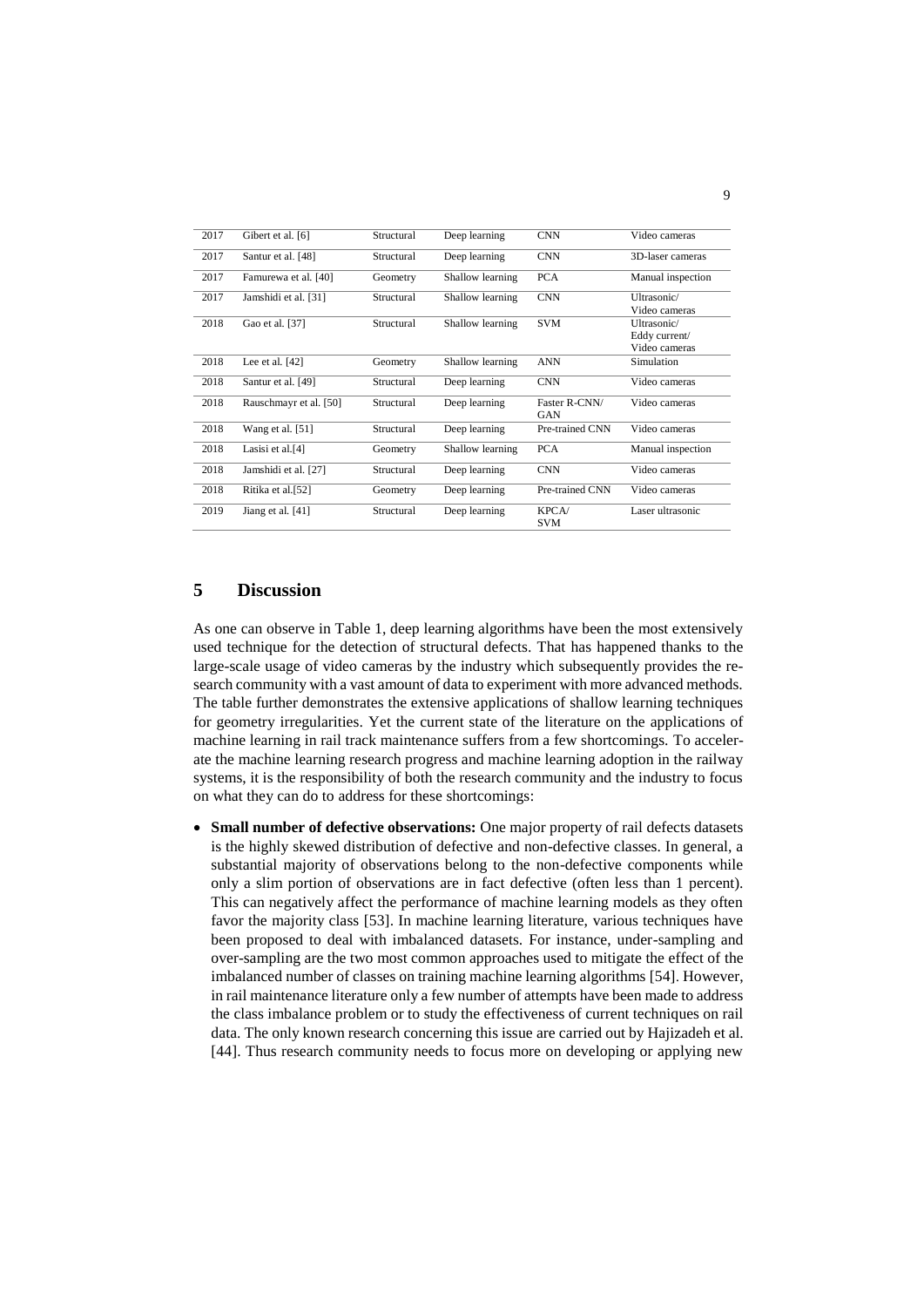| 2017 | Gibert et al. [6] | Structural | Deep learning | CNN | Video cameras |
|---|---|---|---|---|---|
| 2017 | Santur et al. [48] | Structural | Deep learning | CNN | 3D-laser cameras |
| 2017 | Famurewa et al. [40] | Geometry | Shallow learning | PCA | Manual inspection |
| 2017 | Jamshidi et al. [31] | Structural | Shallow learning | CNN | Ultrasonic/ Video cameras |
| 2018 | Gao et al. [37] | Structural | Shallow learning | SVM | Ultrasonic/ Eddy current/ Video cameras |
| 2018 | Lee et al. [42] | Geometry | Shallow learning | ANN | Simulation |
| 2018 | Santur et al. [49] | Structural | Deep learning | CNN | Video cameras |
| 2018 | Rauschmayr et al. [50] | Structural | Deep learning | Faster R-CNN/ GAN | Video cameras |
| 2018 | Wang et al. [51] | Structural | Deep learning | Pre-trained CNN | Video cameras |
| 2018 | Lasisi et al.[4] | Geometry | Shallow learning | PCA | Manual inspection |
| 2018 | Jamshidi et al. [27] | Structural | Deep learning | CNN | Video cameras |
| 2018 | Ritika et al.[52] | Geometry | Deep learning | Pre-trained CNN | Video cameras |
| 2019 | Jiang et al. [41] | Structural | Deep learning | KPCA/ SVM | Laser ultrasonic |

## 5 Discussion

As one can observe in Table 1, deep learning algorithms have been the most extensively used technique for the detection of structural defects. That has happened thanks to the large-scale usage of video cameras by the industry which subsequently provides the research community with a vast amount of data to experiment with more advanced methods. The table further demonstrates the extensive applications of shallow learning techniques for geometry irregularities. Yet the current state of the literature on the applications of machine learning in rail track maintenance suffers from a few shortcomings. To accelerate the machine learning research progress and machine learning adoption in the railway systems, it is the responsibility of both the research community and the industry to focus on what they can do to address for these shortcomings:

- **Small number of defective observations:** One major property of rail defects datasets is the highly skewed distribution of defective and non-defective classes. In general, a substantial majority of observations belong to the non-defective components while only a slim portion of observations are in fact defective (often less than 1 percent). This can negatively affect the performance of machine learning models as they often favor the majority class [53]. In machine learning literature, various techniques have been proposed to deal with imbalanced datasets. For instance, under-sampling and over-sampling are the two most common approaches used to mitigate the effect of the imbalanced number of classes on training machine learning algorithms [54]. However, in rail maintenance literature only a few number of attempts have been made to address the class imbalance problem or to study the effectiveness of current techniques on rail data. The only known research concerning this issue are carried out by Hajizadeh et al. [44]. Thus research community needs to focus more on developing or applying new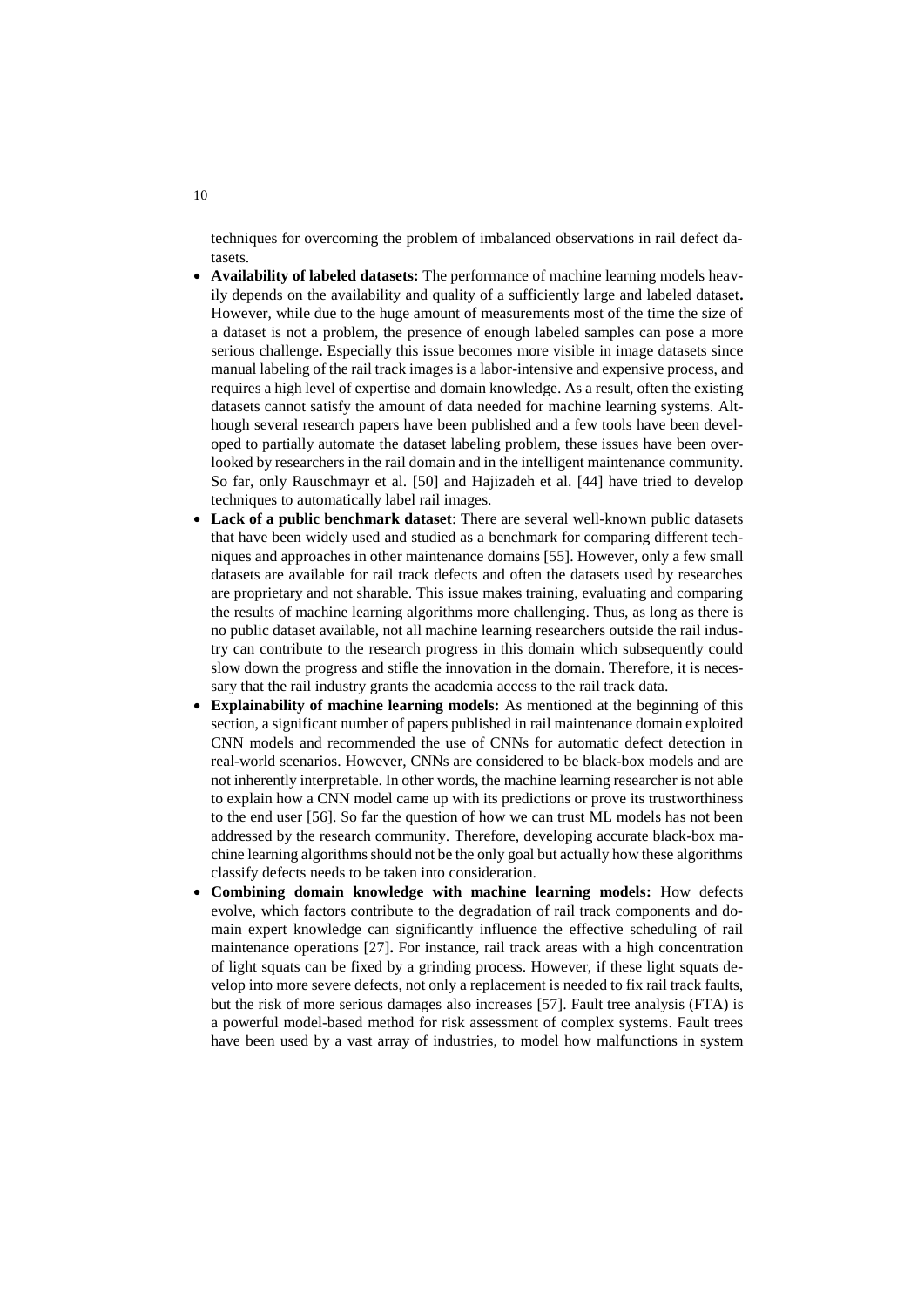techniques for overcoming the problem of imbalanced observations in rail defect datasets.

- **Availability of labeled datasets:** The performance of machine learning models heavily depends on the availability and quality of a sufficiently large and labeled dataset**.** However, while due to the huge amount of measurements most of the time the size of a dataset is not a problem, the presence of enough labeled samples can pose a more serious challenge**.** Especially this issue becomes more visible in image datasets since manual labeling of the rail track images is a labor-intensive and expensive process, and requires a high level of expertise and domain knowledge. As a result, often the existing datasets cannot satisfy the amount of data needed for machine learning systems. Although several research papers have been published and a few tools have been developed to partially automate the dataset labeling problem, these issues have been overlooked by researchers in the rail domain and in the intelligent maintenance community. So far, only Rauschmayr et al. [50] and Hajizadeh et al. [44] have tried to develop techniques to automatically label rail images.
- **Lack of a public benchmark dataset**: There are several well-known public datasets that have been widely used and studied as a benchmark for comparing different techniques and approaches in other maintenance domains [55]. However, only a few small datasets are available for rail track defects and often the datasets used by researches are proprietary and not sharable. This issue makes training, evaluating and comparing the results of machine learning algorithms more challenging. Thus, as long as there is no public dataset available, not all machine learning researchers outside the rail industry can contribute to the research progress in this domain which subsequently could slow down the progress and stifle the innovation in the domain. Therefore, it is necessary that the rail industry grants the academia access to the rail track data.
- **Explainability of machine learning models:** As mentioned at the beginning of this section, a significant number of papers published in rail maintenance domain exploited CNN models and recommended the use of CNNs for automatic defect detection in real-world scenarios. However, CNNs are considered to be black-box models and are not inherently interpretable. In other words, the machine learning researcher is not able to explain how a CNN model came up with its predictions or prove its trustworthiness to the end user [56]. So far the question of how we can trust ML models has not been addressed by the research community. Therefore, developing accurate black-box machine learning algorithms should not be the only goal but actually how these algorithms classify defects needs to be taken into consideration.
- **Combining domain knowledge with machine learning models:** How defects evolve, which factors contribute to the degradation of rail track components and domain expert knowledge can significantly influence the effective scheduling of rail maintenance operations [27]**.** For instance, rail track areas with a high concentration of light squats can be fixed by a grinding process. However, if these light squats develop into more severe defects, not only a replacement is needed to fix rail track faults, but the risk of more serious damages also increases [57]. Fault tree analysis (FTA) is a powerful model-based method for risk assessment of complex systems. Fault trees have been used by a vast array of industries, to model how malfunctions in system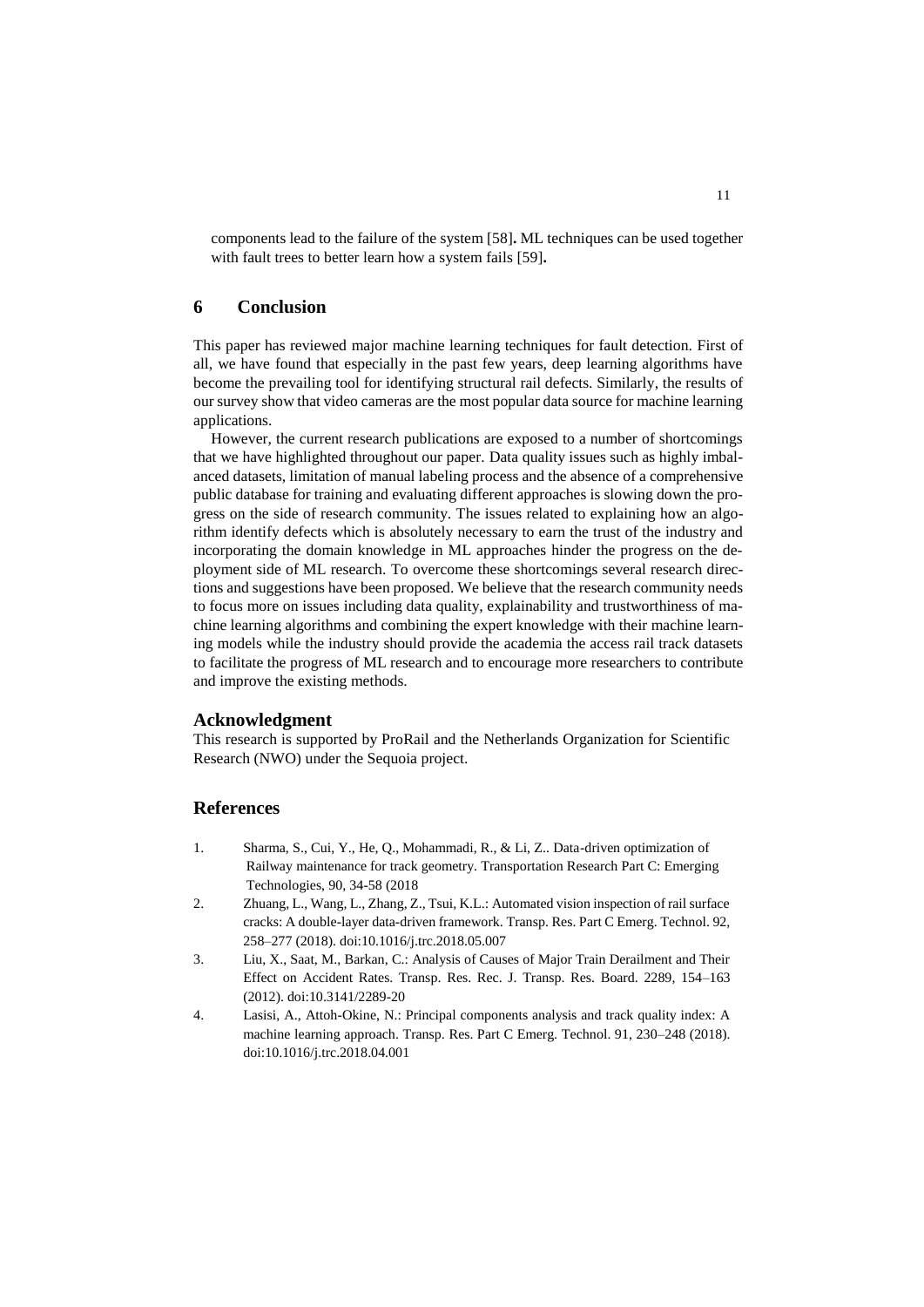components lead to the failure of the system [58]**.** ML techniques can be used together with fault trees to better learn how a system fails [59]**.**

## 6 Conclusion

This paper has reviewed major machine learning techniques for fault detection. First of all, we have found that especially in the past few years, deep learning algorithms have become the prevailing tool for identifying structural rail defects. Similarly, the results of our survey show that video cameras are the most popular data source for machine learning applications.

However, the current research publications are exposed to a number of shortcomings that we have highlighted throughout our paper. Data quality issues such as highly imbalanced datasets, limitation of manual labeling process and the absence of a comprehensive public database for training and evaluating different approaches is slowing down the progress on the side of research community. The issues related to explaining how an algorithm identify defects which is absolutely necessary to earn the trust of the industry and incorporating the domain knowledge in ML approaches hinder the progress on the deployment side of ML research. To overcome these shortcomings several research directions and suggestions have been proposed. We believe that the research community needs to focus more on issues including data quality, explainability and trustworthiness of machine learning algorithms and combining the expert knowledge with their machine learning models while the industry should provide the academia the access rail track datasets to facilitate the progress of ML research and to encourage more researchers to contribute and improve the existing methods.

### Acknowledgment

This research is supported by ProRail and the Netherlands Organization for Scientific Research (NWO) under the Sequoia project.

## References

1. Sharma, S., Cui, Y., He, Q., Mohammadi, R., & Li, Z.. Data-driven optimization of Railway maintenance for track geometry. Transportation Research Part C: Emerging Technologies, 90, 34-58 (2018
2. Zhuang, L., Wang, L., Zhang, Z., Tsui, K.L.: Automated vision inspection of rail surface cracks: A double-layer data-driven framework. Transp. Res. Part C Emerg. Technol. 92, 258–277 (2018). doi:10.1016/j.trc.2018.05.007
3. Liu, X., Saat, M., Barkan, C.: Analysis of Causes of Major Train Derailment and Their Effect on Accident Rates. Transp. Res. Rec. J. Transp. Res. Board. 2289, 154–163 (2012). doi:10.3141/2289-20
4. Lasisi, A., Attoh-Okine, N.: Principal components analysis and track quality index: A machine learning approach. Transp. Res. Part C Emerg. Technol. 91, 230–248 (2018). doi:10.1016/j.trc.2018.04.001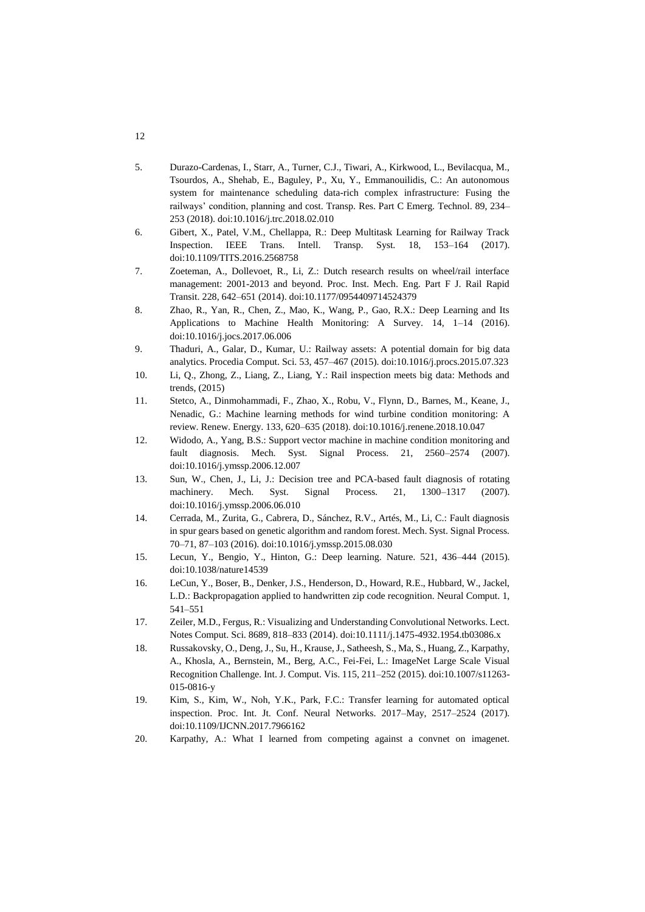5. Durazo-Cardenas, I., Starr, A., Turner, C.J., Tiwari, A., Kirkwood, L., Bevilacqua, M., Tsourdos, A., Shehab, E., Baguley, P., Xu, Y., Emmanouilidis, C.: An autonomous system for maintenance scheduling data-rich complex infrastructure: Fusing the railways' condition, planning and cost. Transp. Res. Part C Emerg. Technol. 89, 234–253 (2018). doi:10.1016/j.trc.2018.02.010
6. Gibert, X., Patel, V.M., Chellappa, R.: Deep Multitask Learning for Railway Track Inspection. IEEE Trans. Intell. Transp. Syst. 18, 153–164 (2017). doi:10.1109/TITS.2016.2568758
7. Zoeteman, A., Dollevoet, R., Li, Z.: Dutch research results on wheel/rail interface management: 2001-2013 and beyond. Proc. Inst. Mech. Eng. Part F J. Rail Rapid Transit. 228, 642–651 (2014). doi:10.1177/0954409714524379
8. Zhao, R., Yan, R., Chen, Z., Mao, K., Wang, P., Gao, R.X.: Deep Learning and Its Applications to Machine Health Monitoring: A Survey. 14, 1–14 (2016). doi:10.1016/j.jocs.2017.06.006
9. Thaduri, A., Galar, D., Kumar, U.: Railway assets: A potential domain for big data analytics. Procedia Comput. Sci. 53, 457–467 (2015). doi:10.1016/j.procs.2015.07.323
10. Li, Q., Zhong, Z., Liang, Z., Liang, Y.: Rail inspection meets big data: Methods and trends, (2015)
11. Stetco, A., Dinmohammadi, F., Zhao, X., Robu, V., Flynn, D., Barnes, M., Keane, J., Nenadic, G.: Machine learning methods for wind turbine condition monitoring: A review. Renew. Energy. 133, 620–635 (2018). doi:10.1016/j.renene.2018.10.047
12. Widodo, A., Yang, B.S.: Support vector machine in machine condition monitoring and fault diagnosis. Mech. Syst. Signal Process. 21, 2560–2574 (2007). doi:10.1016/j.ymssp.2006.12.007
13. Sun, W., Chen, J., Li, J.: Decision tree and PCA-based fault diagnosis of rotating machinery. Mech. Syst. Signal Process. 21, 1300–1317 (2007). doi:10.1016/j.ymssp.2006.06.010
14. Cerrada, M., Zurita, G., Cabrera, D., Sánchez, R.V., Artés, M., Li, C.: Fault diagnosis in spur gears based on genetic algorithm and random forest. Mech. Syst. Signal Process. 70–71, 87–103 (2016). doi:10.1016/j.ymssp.2015.08.030
15. Lecun, Y., Bengio, Y., Hinton, G.: Deep learning. Nature. 521, 436–444 (2015). doi:10.1038/nature14539
16. LeCun, Y., Boser, B., Denker, J.S., Henderson, D., Howard, R.E., Hubbard, W., Jackel, L.D.: Backpropagation applied to handwritten zip code recognition. Neural Comput. 1, 541–551
17. Zeiler, M.D., Fergus, R.: Visualizing and Understanding Convolutional Networks. Lect. Notes Comput. Sci. 8689, 818–833 (2014). doi:10.1111/j.1475-4932.1954.tb03086.x
18. Russakovsky, O., Deng, J., Su, H., Krause, J., Satheesh, S., Ma, S., Huang, Z., Karpathy, A., Khosla, A., Bernstein, M., Berg, A.C., Fei-Fei, L.: ImageNet Large Scale Visual Recognition Challenge. Int. J. Comput. Vis. 115, 211–252 (2015). doi:10.1007/s11263-015-0816-y
19. Kim, S., Kim, W., Noh, Y.K., Park, F.C.: Transfer learning for automated optical inspection. Proc. Int. Jt. Conf. Neural Networks. 2017–May, 2517–2524 (2017). doi:10.1109/IJCNN.2017.7966162
20. Karpathy, A.: What I learned from competing against a convnet on imagenet.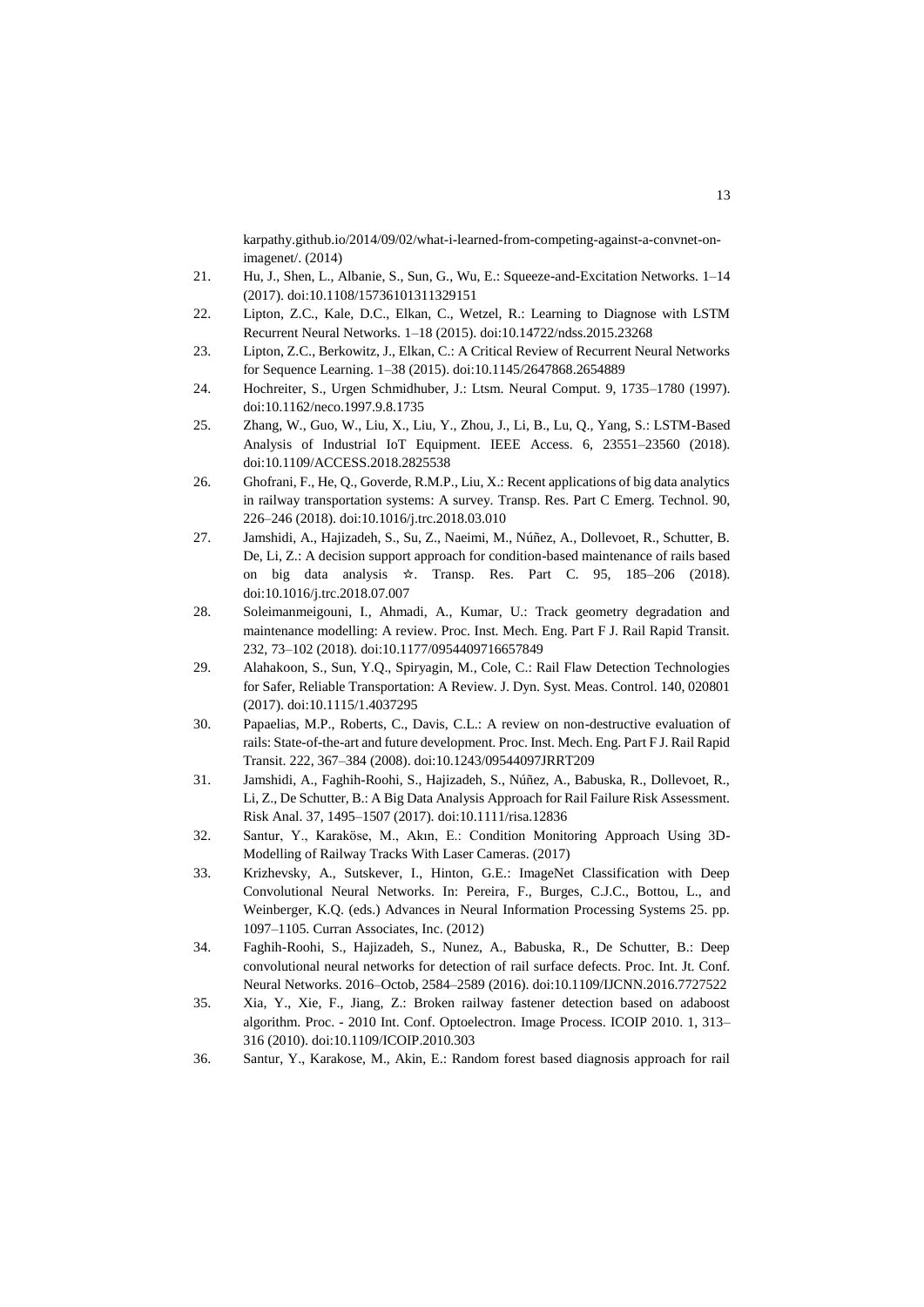karpathy.github.io/2014/09/02/what-i-learned-from-competing-against-a-convnet-on-imagenet/. (2014)

21. Hu, J., Shen, L., Albanie, S., Sun, G., Wu, E.: Squeeze-and-Excitation Networks. 1–14 (2017). doi:10.1108/15736101311329151
22. Lipton, Z.C., Kale, D.C., Elkan, C., Wetzel, R.: Learning to Diagnose with LSTM Recurrent Neural Networks. 1–18 (2015). doi:10.14722/ndss.2015.23268
23. Lipton, Z.C., Berkowitz, J., Elkan, C.: A Critical Review of Recurrent Neural Networks for Sequence Learning. 1–38 (2015). doi:10.1145/2647868.2654889
24. Hochreiter, S., Urgen Schmidhuber, J.: Ltsm. Neural Comput. 9, 1735–1780 (1997). doi:10.1162/neco.1997.9.8.1735
25. Zhang, W., Guo, W., Liu, X., Liu, Y., Zhou, J., Li, B., Lu, Q., Yang, S.: LSTM-Based Analysis of Industrial IoT Equipment. IEEE Access. 6, 23551–23560 (2018). doi:10.1109/ACCESS.2018.2825538
26. Ghofrani, F., He, Q., Goverde, R.M.P., Liu, X.: Recent applications of big data analytics in railway transportation systems: A survey. Transp. Res. Part C Emerg. Technol. 90, 226–246 (2018). doi:10.1016/j.trc.2018.03.010
27. Jamshidi, A., Hajizadeh, S., Su, Z., Naeimi, M., Núñez, A., Dollevoet, R., Schutter, B. De, Li, Z.: A decision support approach for condition-based maintenance of rails based on big data analysis ☆. Transp. Res. Part C. 95, 185–206 (2018). doi:10.1016/j.trc.2018.07.007
28. Soleimanmeigouni, I., Ahmadi, A., Kumar, U.: Track geometry degradation and maintenance modelling: A review. Proc. Inst. Mech. Eng. Part F J. Rail Rapid Transit. 232, 73–102 (2018). doi:10.1177/0954409716657849
29. Alahakoon, S., Sun, Y.Q., Spiryagin, M., Cole, C.: Rail Flaw Detection Technologies for Safer, Reliable Transportation: A Review. J. Dyn. Syst. Meas. Control. 140, 020801 (2017). doi:10.1115/1.4037295
30. Papaelias, M.P., Roberts, C., Davis, C.L.: A review on non-destructive evaluation of rails: State-of-the-art and future development. Proc. Inst. Mech. Eng. Part F J. Rail Rapid Transit. 222, 367–384 (2008). doi:10.1243/09544097JRRT209
31. Jamshidi, A., Faghih-Roohi, S., Hajizadeh, S., Núñez, A., Babuska, R., Dollevoet, R., Li, Z., De Schutter, B.: A Big Data Analysis Approach for Rail Failure Risk Assessment. Risk Anal. 37, 1495–1507 (2017). doi:10.1111/risa.12836
32. Santur, Y., Karaköse, M., Akın, E.: Condition Monitoring Approach Using 3D-Modelling of Railway Tracks With Laser Cameras. (2017)
33. Krizhevsky, A., Sutskever, I., Hinton, G.E.: ImageNet Classification with Deep Convolutional Neural Networks. In: Pereira, F., Burges, C.J.C., Bottou, L., and Weinberger, K.Q. (eds.) Advances in Neural Information Processing Systems 25. pp. 1097–1105. Curran Associates, Inc. (2012)
34. Faghih-Roohi, S., Hajizadeh, S., Nunez, A., Babuska, R., De Schutter, B.: Deep convolutional neural networks for detection of rail surface defects. Proc. Int. Jt. Conf. Neural Networks. 2016–Octob, 2584–2589 (2016). doi:10.1109/IJCNN.2016.7727522
35. Xia, Y., Xie, F., Jiang, Z.: Broken railway fastener detection based on adaboost algorithm. Proc. - 2010 Int. Conf. Optoelectron. Image Process. ICOIP 2010. 1, 313–316 (2010). doi:10.1109/ICOIP.2010.303
36. Santur, Y., Karakose, M., Akin, E.: Random forest based diagnosis approach for rail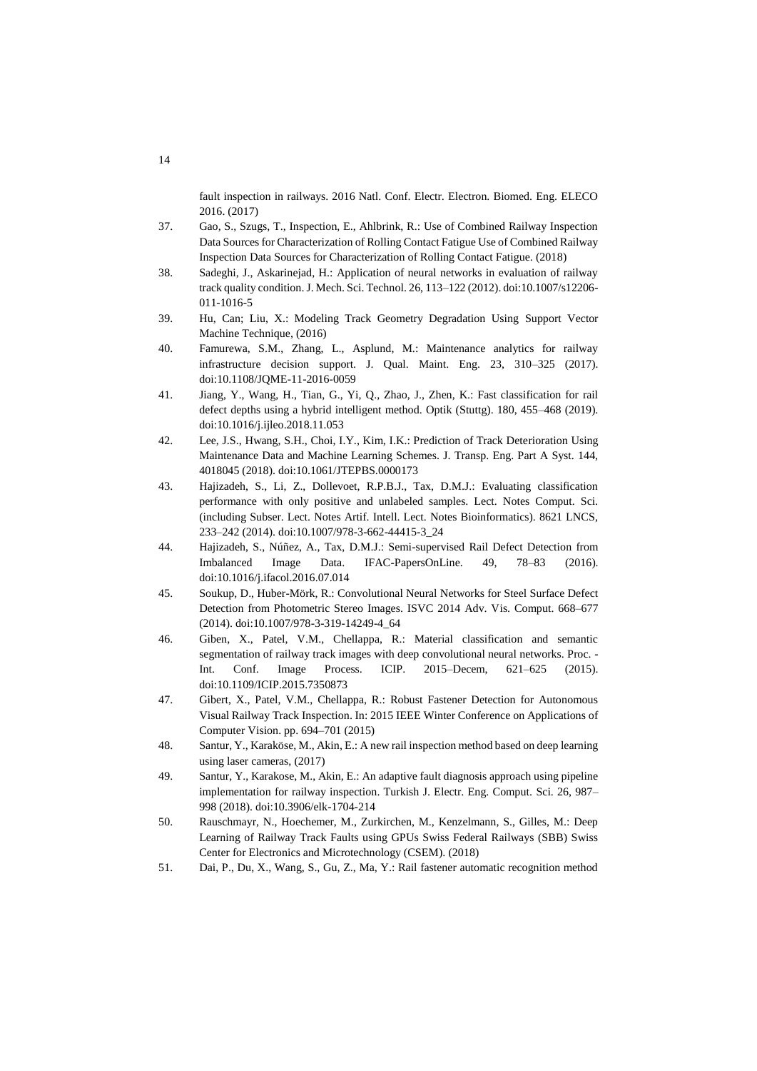fault inspection in railways. 2016 Natl. Conf. Electr. Electron. Biomed. Eng. ELECO 2016. (2017)

37. Gao, S., Szugs, T., Inspection, E., Ahlbrink, R.: Use of Combined Railway Inspection Data Sources for Characterization of Rolling Contact Fatigue Use of Combined Railway Inspection Data Sources for Characterization of Rolling Contact Fatigue. (2018)
38. Sadeghi, J., Askarinejad, H.: Application of neural networks in evaluation of railway track quality condition. J. Mech. Sci. Technol. 26, 113–122 (2012). doi:10.1007/s12206-011-1016-5
39. Hu, Can; Liu, X.: Modeling Track Geometry Degradation Using Support Vector Machine Technique, (2016)
40. Famurewa, S.M., Zhang, L., Asplund, M.: Maintenance analytics for railway infrastructure decision support. J. Qual. Maint. Eng. 23, 310–325 (2017). doi:10.1108/JQME-11-2016-0059
41. Jiang, Y., Wang, H., Tian, G., Yi, Q., Zhao, J., Zhen, K.: Fast classification for rail defect depths using a hybrid intelligent method. Optik (Stuttg). 180, 455–468 (2019). doi:10.1016/j.ijleo.2018.11.053
42. Lee, J.S., Hwang, S.H., Choi, I.Y., Kim, I.K.: Prediction of Track Deterioration Using Maintenance Data and Machine Learning Schemes. J. Transp. Eng. Part A Syst. 144, 4018045 (2018). doi:10.1061/JTEPBS.0000173
43. Hajizadeh, S., Li, Z., Dollevoet, R.P.B.J., Tax, D.M.J.: Evaluating classification performance with only positive and unlabeled samples. Lect. Notes Comput. Sci. (including Subser. Lect. Notes Artif. Intell. Lect. Notes Bioinformatics). 8621 LNCS, 233–242 (2014). doi:10.1007/978-3-662-44415-3_24
44. Hajizadeh, S., Núñez, A., Tax, D.M.J.: Semi-supervised Rail Defect Detection from Imbalanced Image Data. IFAC-PapersOnLine. 49, 78–83 (2016). doi:10.1016/j.ifacol.2016.07.014
45. Soukup, D., Huber-Mörk, R.: Convolutional Neural Networks for Steel Surface Defect Detection from Photometric Stereo Images. ISVC 2014 Adv. Vis. Comput. 668–677 (2014). doi:10.1007/978-3-319-14249-4_64
46. Giben, X., Patel, V.M., Chellappa, R.: Material classification and semantic segmentation of railway track images with deep convolutional neural networks. Proc. - Int. Conf. Image Process. ICIP. 2015–Decem, 621–625 (2015). doi:10.1109/ICIP.2015.7350873
47. Gibert, X., Patel, V.M., Chellappa, R.: Robust Fastener Detection for Autonomous Visual Railway Track Inspection. In: 2015 IEEE Winter Conference on Applications of Computer Vision. pp. 694–701 (2015)
48. Santur, Y., Karaköse, M., Akin, E.: A new rail inspection method based on deep learning using laser cameras, (2017)
49. Santur, Y., Karakose, M., Akin, E.: An adaptive fault diagnosis approach using pipeline implementation for railway inspection. Turkish J. Electr. Eng. Comput. Sci. 26, 987–998 (2018). doi:10.3906/elk-1704-214
50. Rauschmayr, N., Hoechemer, M., Zurkirchen, M., Kenzelmann, S., Gilles, M.: Deep Learning of Railway Track Faults using GPUs Swiss Federal Railways (SBB) Swiss Center for Electronics and Microtechnology (CSEM). (2018)
51. Dai, P., Du, X., Wang, S., Gu, Z., Ma, Y.: Rail fastener automatic recognition method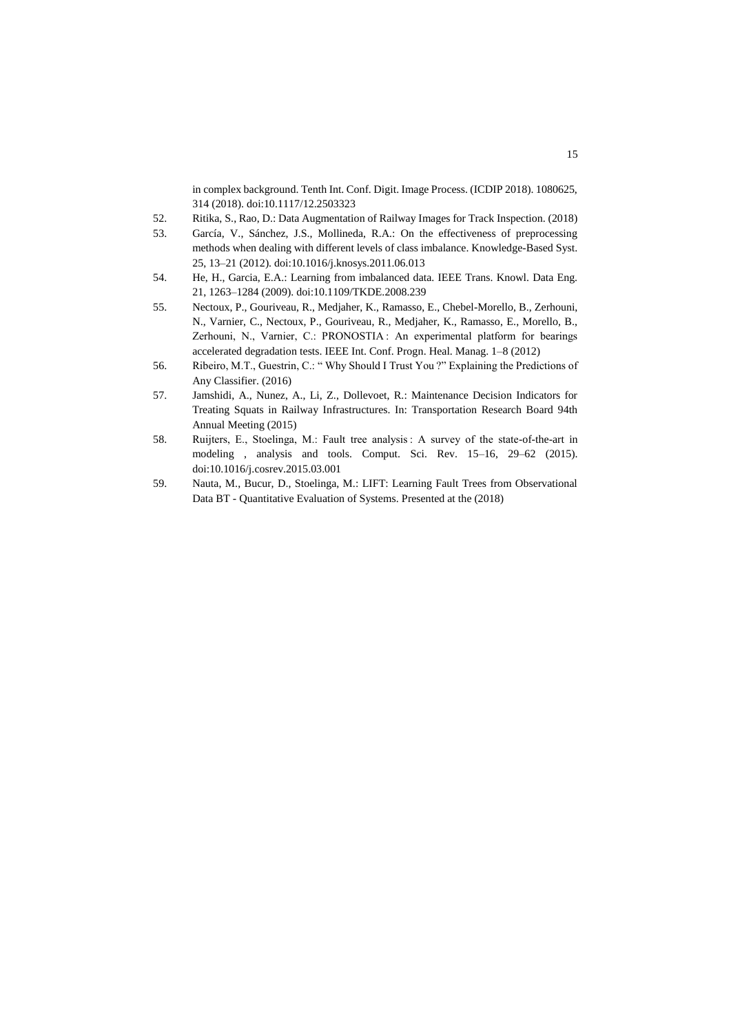in complex background. Tenth Int. Conf. Digit. Image Process. (ICDIP 2018). 1080625, 314 (2018). doi:10.1117/12.2503323

52. Ritika, S., Rao, D.: Data Augmentation of Railway Images for Track Inspection. (2018)
53. García, V., Sánchez, J.S., Mollineda, R.A.: On the effectiveness of preprocessing methods when dealing with different levels of class imbalance. Knowledge-Based Syst. 25, 13–21 (2012). doi:10.1016/j.knosys.2011.06.013
54. He, H., Garcia, E.A.: Learning from imbalanced data. IEEE Trans. Knowl. Data Eng. 21, 1263–1284 (2009). doi:10.1109/TKDE.2008.239
55. Nectoux, P., Gouriveau, R., Medjaher, K., Ramasso, E., Chebel-Morello, B., Zerhouni, N., Varnier, C., Nectoux, P., Gouriveau, R., Medjaher, K., Ramasso, E., Morello, B., Zerhouni, N., Varnier, C.: PRONOSTIA : An experimental platform for bearings accelerated degradation tests. IEEE Int. Conf. Progn. Heal. Manag. 1–8 (2012)
56. Ribeiro, M.T., Guestrin, C.: " Why Should I Trust You ?" Explaining the Predictions of Any Classifier. (2016)
57. Jamshidi, A., Nunez, A., Li, Z., Dollevoet, R.: Maintenance Decision Indicators for Treating Squats in Railway Infrastructures. In: Transportation Research Board 94th Annual Meeting (2015)
58. Ruijters, E., Stoelinga, M.: Fault tree analysis : A survey of the state-of-the-art in modeling , analysis and tools. Comput. Sci. Rev. 15–16, 29–62 (2015). doi:10.1016/j.cosrev.2015.03.001
59. Nauta, M., Bucur, D., Stoelinga, M.: LIFT: Learning Fault Trees from Observational Data BT - Quantitative Evaluation of Systems. Presented at the (2018)